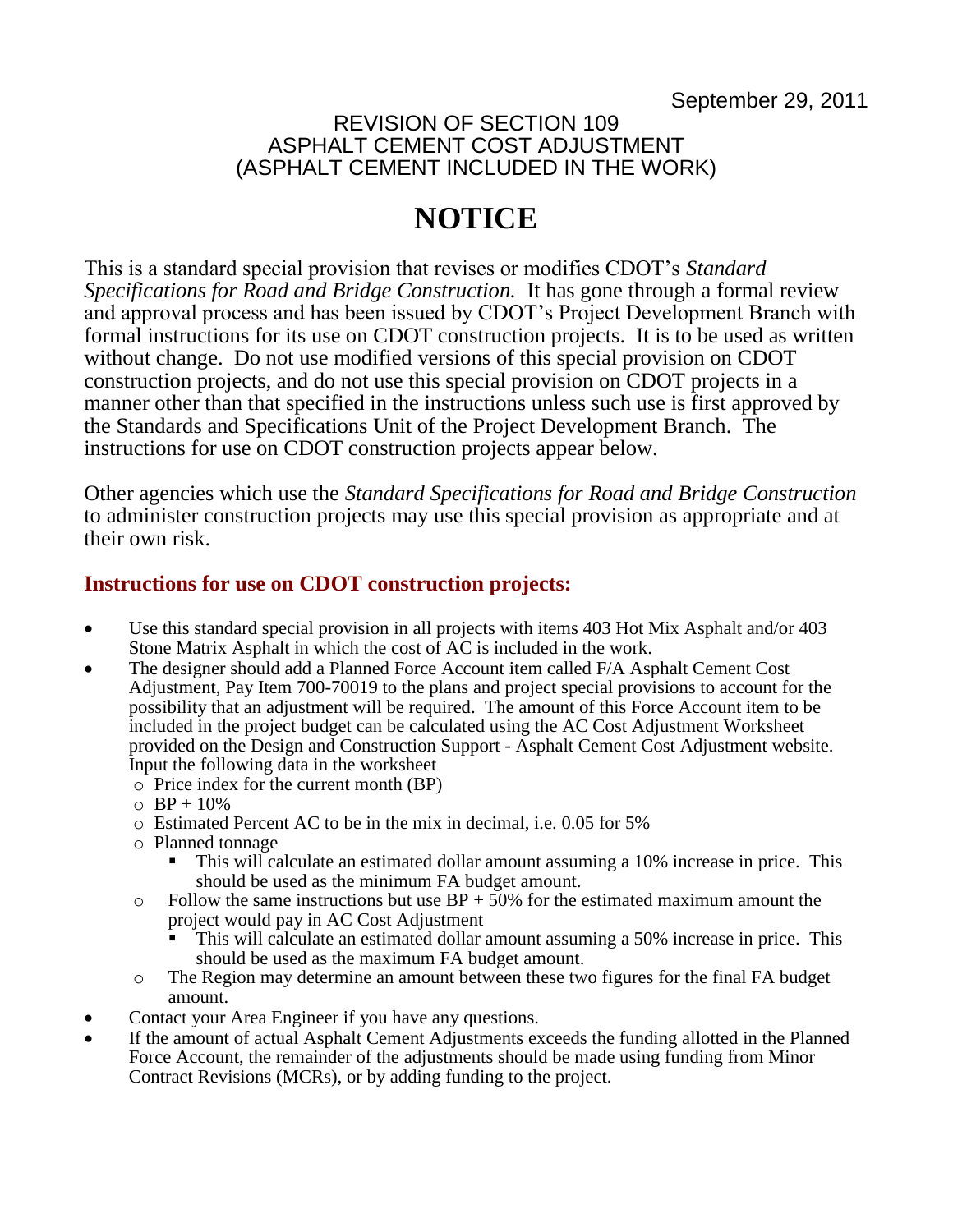September 29, 2011

REVISION OF SECTION 109
ASPHALT CEMENT COST ADJUSTMENT
(ASPHALT CEMENT INCLUDED IN THE WORK)

# NOTICE

This is a standard special provision that revises or modifies CDOT's *Standard Specifications for Road and Bridge Construction.* It has gone through a formal review and approval process and has been issued by CDOT's Project Development Branch with formal instructions for its use on CDOT construction projects. It is to be used as written without change. Do not use modified versions of this special provision on CDOT construction projects, and do not use this special provision on CDOT projects in a manner other than that specified in the instructions unless such use is first approved by the Standards and Specifications Unit of the Project Development Branch. The instructions for use on CDOT construction projects appear below.

Other agencies which use the *Standard Specifications for Road and Bridge Construction* to administer construction projects may use this special provision as appropriate and at their own risk.

## Instructions for use on CDOT construction projects:

- Use this standard special provision in all projects with items 403 Hot Mix Asphalt and/or 403 Stone Matrix Asphalt in which the cost of AC is included in the work.
- The designer should add a Planned Force Account item called F/A Asphalt Cement Cost Adjustment, Pay Item 700-70019 to the plans and project special provisions to account for the possibility that an adjustment will be required. The amount of this Force Account item to be included in the project budget can be calculated using the AC Cost Adjustment Worksheet provided on the Design and Construction Support - Asphalt Cement Cost Adjustment website. Input the following data in the worksheet
  - Price index for the current month (BP)
  - BP + 10%
  - Estimated Percent AC to be in the mix in decimal, i.e. 0.05 for 5%
  - Planned tonnage
    - This will calculate an estimated dollar amount assuming a 10% increase in price. This should be used as the minimum FA budget amount.
  - Follow the same instructions but use BP + 50% for the estimated maximum amount the project would pay in AC Cost Adjustment
    - This will calculate an estimated dollar amount assuming a 50% increase in price. This should be used as the maximum FA budget amount.
  - The Region may determine an amount between these two figures for the final FA budget amount.
- Contact your Area Engineer if you have any questions.
- If the amount of actual Asphalt Cement Adjustments exceeds the funding allotted in the Planned Force Account, the remainder of the adjustments should be made using funding from Minor Contract Revisions (MCRs), or by adding funding to the project.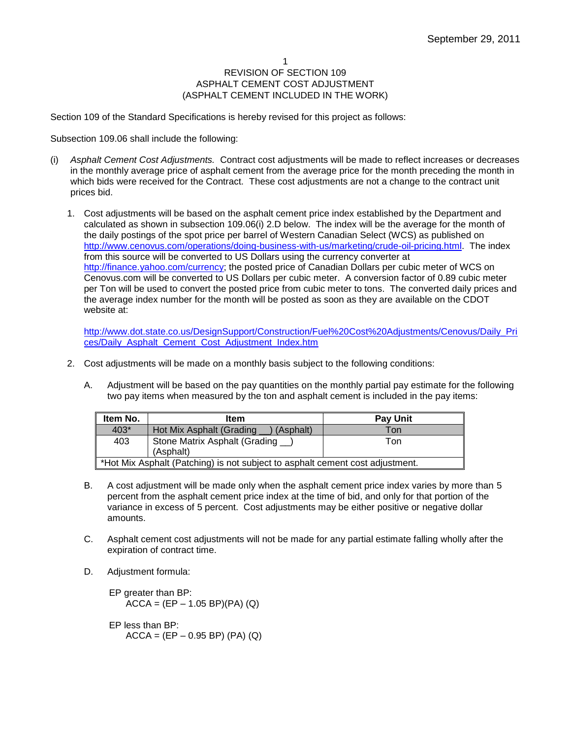September 29, 2011

REVISION OF SECTION 109
ASPHALT CEMENT COST ADJUSTMENT
(ASPHALT CEMENT INCLUDED IN THE WORK)

Section 109 of the Standard Specifications is hereby revised for this project as follows:

Subsection 109.06 shall include the following:

(i) *Asphalt Cement Cost Adjustments.* Contract cost adjustments will be made to reflect increases or decreases in the monthly average price of asphalt cement from the average price for the month preceding the month in which bids were received for the Contract. These cost adjustments are not a change to the contract unit prices bid.

1. Cost adjustments will be based on the asphalt cement price index established by the Department and calculated as shown in subsection 109.06(i) 2.D below. The index will be the average for the month of the daily postings of the spot price per barrel of Western Canadian Select (WCS) as published on http://www.cenovus.com/operations/doing-business-with-us/marketing/crude-oil-pricing.html. The index from this source will be converted to US Dollars using the currency converter at http://finance.yahoo.com/currency; the posted price of Canadian Dollars per cubic meter of WCS on Cenovus.com will be converted to US Dollars per cubic meter. A conversion factor of 0.89 cubic meter per Ton will be used to convert the posted price from cubic meter to tons. The converted daily prices and the average index number for the month will be posted as soon as they are available on the CDOT website at:

   http://www.dot.state.co.us/DesignSupport/Construction/Fuel%20Cost%20Adjustments/Cenovus/Daily_Prices/Daily_Asphalt_Cement_Cost_Adjustment_Index.htm

2. Cost adjustments will be made on a monthly basis subject to the following conditions:

   A. Adjustment will be based on the pay quantities on the monthly partial pay estimate for the following two pay items when measured by the ton and asphalt cement is included in the pay items:

| Item No. | Item | Pay Unit |
|---|---|---|
| 403* | Hot Mix Asphalt (Grading __) (Asphalt) | Ton |
| 403 | Stone Matrix Asphalt (Grading __) (Asphalt) | Ton |
| *Hot Mix Asphalt (Patching) is not subject to asphalt cement cost adjustment. | | |

   B. A cost adjustment will be made only when the asphalt cement price index varies by more than 5 percent from the asphalt cement price index at the time of bid, and only for that portion of the variance in excess of 5 percent. Cost adjustments may be either positive or negative dollar amounts.

   C. Asphalt cement cost adjustments will not be made for any partial estimate falling wholly after the expiration of contract time.

   D. Adjustment formula:

      EP greater than BP:

      $$ACCA = (EP - 1.05\ BP)(PA)\ (Q)$$

      EP less than BP:

      $$ACCA = (EP - 0.95\ BP)\ (PA)\ (Q)$$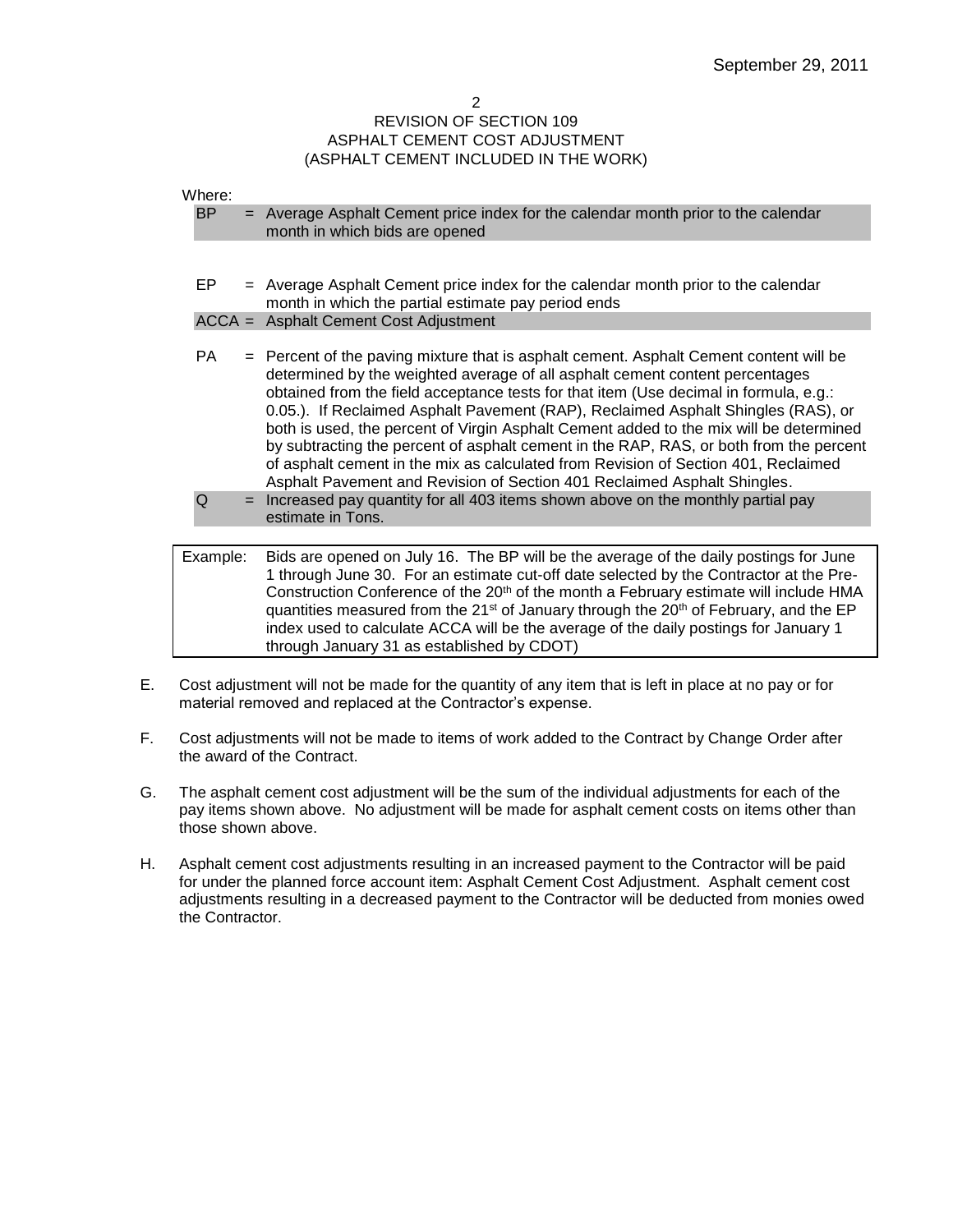## REVISION OF SECTION 109
## ASPHALT CEMENT COST ADJUSTMENT
## (ASPHALT CEMENT INCLUDED IN THE WORK)

Where:

| | | |
|---|---|---|
| BP | = | Average Asphalt Cement price index for the calendar month prior to the calendar month in which bids are opened |
| EP | = | Average Asphalt Cement price index for the calendar month prior to the calendar month in which the partial estimate pay period ends |
| ACCA | = | Asphalt Cement Cost Adjustment |
| PA | = | Percent of the paving mixture that is asphalt cement. Asphalt Cement content will be determined by the weighted average of all asphalt cement content percentages obtained from the field acceptance tests for that item (Use decimal in formula, e.g.: 0.05.). If Reclaimed Asphalt Pavement (RAP), Reclaimed Asphalt Shingles (RAS), or both is used, the percent of Virgin Asphalt Cement added to the mix will be determined by subtracting the percent of asphalt cement in the RAP, RAS, or both from the percent of asphalt cement in the mix as calculated from Revision of Section 401, Reclaimed Asphalt Pavement and Revision of Section 401 Reclaimed Asphalt Shingles. |
| Q | = | Increased pay quantity for all 403 items shown above on the monthly partial pay estimate in Tons. |

| | |
|---|---|
| Example: | Bids are opened on July 16. The BP will be the average of the daily postings for June 1 through June 30. For an estimate cut-off date selected by the Contractor at the Pre-Construction Conference of the 20th of the month a February estimate will include HMA quantities measured from the 21st of January through the 20th of February, and the EP index used to calculate ACCA will be the average of the daily postings for January 1 through January 31 as established by CDOT) |

E. Cost adjustment will not be made for the quantity of any item that is left in place at no pay or for material removed and replaced at the Contractor's expense.

F. Cost adjustments will not be made to items of work added to the Contract by Change Order after the award of the Contract.

G. The asphalt cement cost adjustment will be the sum of the individual adjustments for each of the pay items shown above. No adjustment will be made for asphalt cement costs on items other than those shown above.

H. Asphalt cement cost adjustments resulting in an increased payment to the Contractor will be paid for under the planned force account item: Asphalt Cement Cost Adjustment. Asphalt cement cost adjustments resulting in a decreased payment to the Contractor will be deducted from monies owed the Contractor.